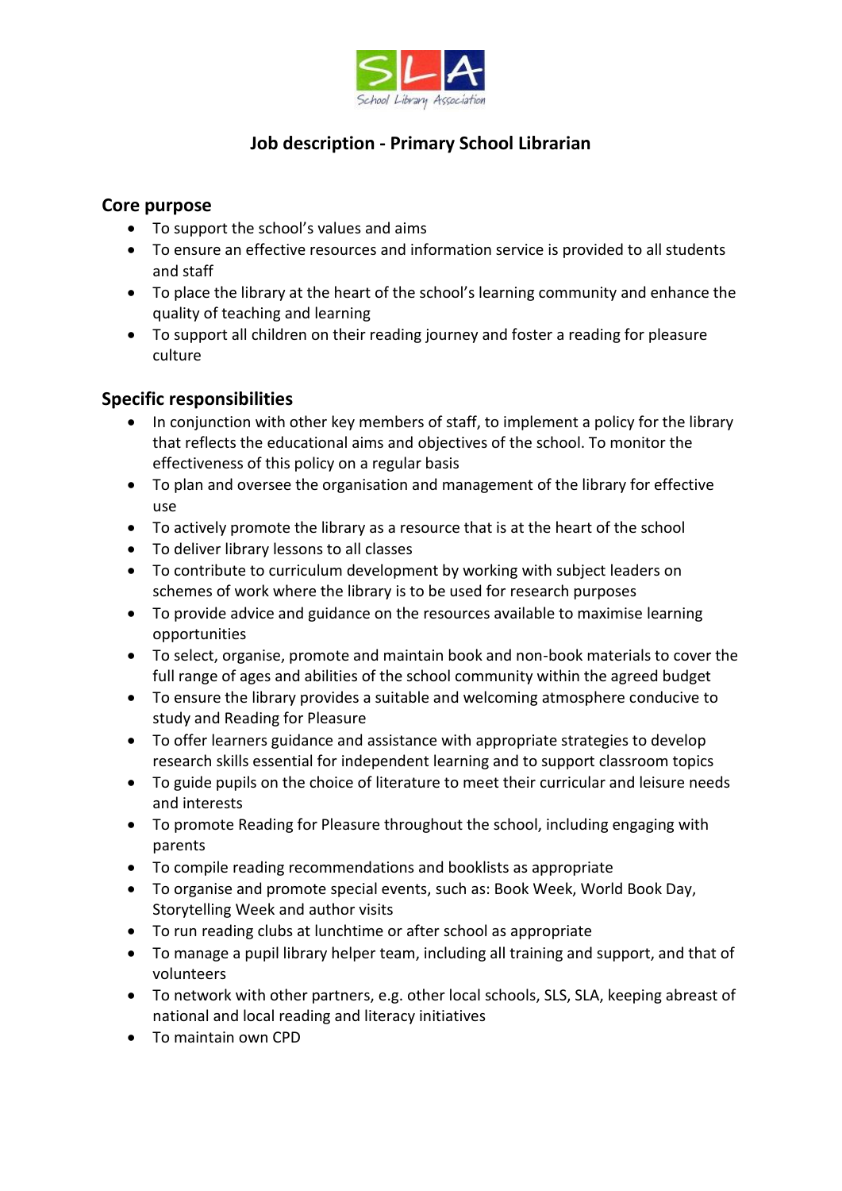SLA
School Library Association

# Job description - Primary School Librarian

## Core purpose

- To support the school's values and aims
- To ensure an effective resources and information service is provided to all students and staff
- To place the library at the heart of the school's learning community and enhance the quality of teaching and learning
- To support all children on their reading journey and foster a reading for pleasure culture

## Specific responsibilities

- In conjunction with other key members of staff, to implement a policy for the library that reflects the educational aims and objectives of the school. To monitor the effectiveness of this policy on a regular basis
- To plan and oversee the organisation and management of the library for effective use
- To actively promote the library as a resource that is at the heart of the school
- To deliver library lessons to all classes
- To contribute to curriculum development by working with subject leaders on schemes of work where the library is to be used for research purposes
- To provide advice and guidance on the resources available to maximise learning opportunities
- To select, organise, promote and maintain book and non-book materials to cover the full range of ages and abilities of the school community within the agreed budget
- To ensure the library provides a suitable and welcoming atmosphere conducive to study and Reading for Pleasure
- To offer learners guidance and assistance with appropriate strategies to develop research skills essential for independent learning and to support classroom topics
- To guide pupils on the choice of literature to meet their curricular and leisure needs and interests
- To promote Reading for Pleasure throughout the school, including engaging with parents
- To compile reading recommendations and booklists as appropriate
- To organise and promote special events, such as: Book Week, World Book Day, Storytelling Week and author visits
- To run reading clubs at lunchtime or after school as appropriate
- To manage a pupil library helper team, including all training and support, and that of volunteers
- To network with other partners, e.g. other local schools, SLS, SLA, keeping abreast of national and local reading and literacy initiatives
- To maintain own CPD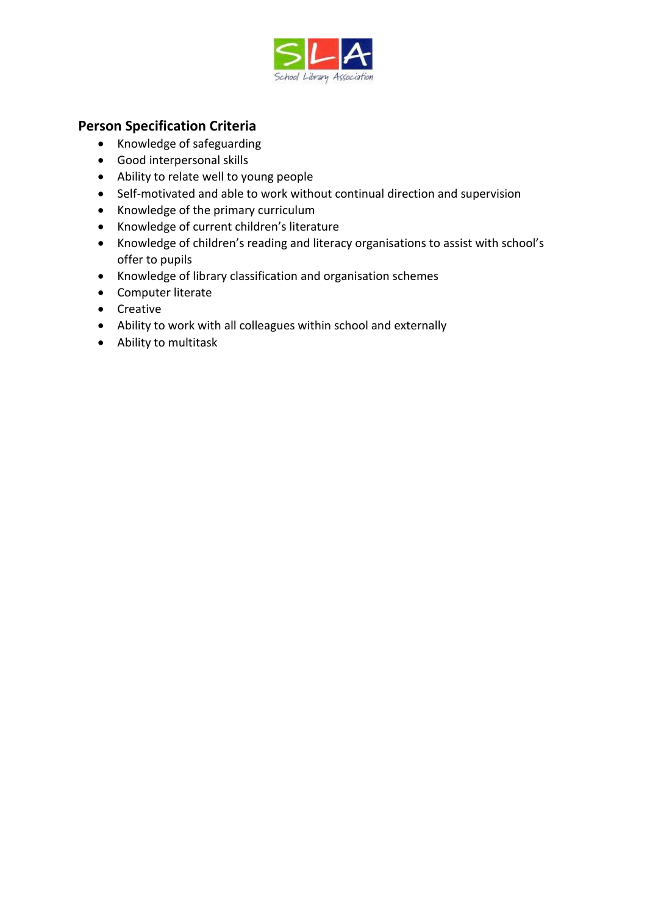## Person Specification Criteria

- Knowledge of safeguarding
- Good interpersonal skills
- Ability to relate well to young people
- Self-motivated and able to work without continual direction and supervision
- Knowledge of the primary curriculum
- Knowledge of current children's literature
- Knowledge of children's reading and literacy organisations to assist with school's offer to pupils
- Knowledge of library classification and organisation schemes
- Computer literate
- Creative
- Ability to work with all colleagues within school and externally
- Ability to multitask